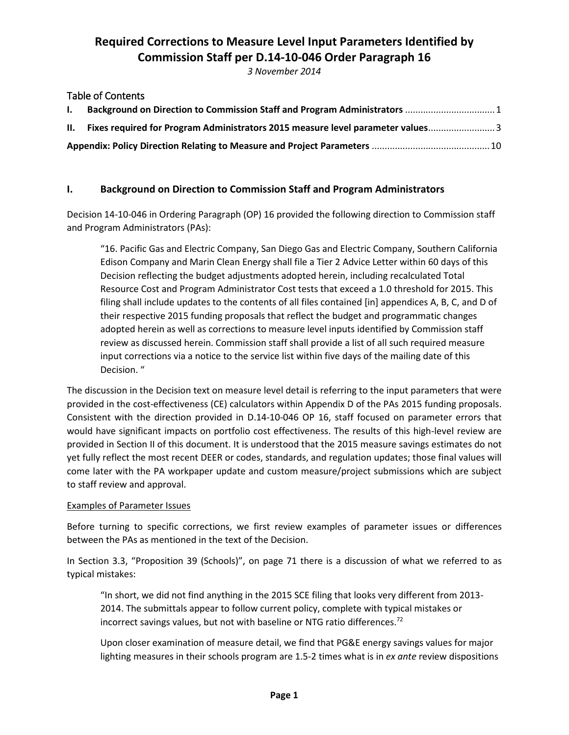# Required Corrections to Measure Level Input Parameters Identified by Commission Staff per D.14-10-046 Order Paragraph 16

*3 November 2014*

## Table of Contents

**I. Background on Direction to Commission Staff and Program Administrators** .................................. 1

**II. Fixes required for Program Administrators 2015 measure level parameter values**.......................... 3

**Appendix: Policy Direction Relating to Measure and Project Parameters** ............................................. 10

## I. Background on Direction to Commission Staff and Program Administrators

Decision 14-10-046 in Ordering Paragraph (OP) 16 provided the following direction to Commission staff and Program Administrators (PAs):

> "16. Pacific Gas and Electric Company, San Diego Gas and Electric Company, Southern California Edison Company and Marin Clean Energy shall file a Tier 2 Advice Letter within 60 days of this Decision reflecting the budget adjustments adopted herein, including recalculated Total Resource Cost and Program Administrator Cost tests that exceed a 1.0 threshold for 2015. This filing shall include updates to the contents of all files contained [in] appendices A, B, C, and D of their respective 2015 funding proposals that reflect the budget and programmatic changes adopted herein as well as corrections to measure level inputs identified by Commission staff review as discussed herein. Commission staff shall provide a list of all such required measure input corrections via a notice to the service list within five days of the mailing date of this Decision. "

The discussion in the Decision text on measure level detail is referring to the input parameters that were provided in the cost-effectiveness (CE) calculators within Appendix D of the PAs 2015 funding proposals. Consistent with the direction provided in D.14-10-046 OP 16, staff focused on parameter errors that would have significant impacts on portfolio cost effectiveness. The results of this high-level review are provided in Section II of this document. It is understood that the 2015 measure savings estimates do not yet fully reflect the most recent DEER or codes, standards, and regulation updates; those final values will come later with the PA workpaper update and custom measure/project submissions which are subject to staff review and approval.

<u>Examples of Parameter Issues</u>

Before turning to specific corrections, we first review examples of parameter issues or differences between the PAs as mentioned in the text of the Decision.

In Section 3.3, "Proposition 39 (Schools)", on page 71 there is a discussion of what we referred to as typical mistakes:

> "In short, we did not find anything in the 2015 SCE filing that looks very different from 2013-2014. The submittals appear to follow current policy, complete with typical mistakes or incorrect savings values, but not with baseline or NTG ratio differences.[72]
>
> Upon closer examination of measure detail, we find that PG&E energy savings values for major lighting measures in their schools program are 1.5-2 times what is in *ex ante* review dispositions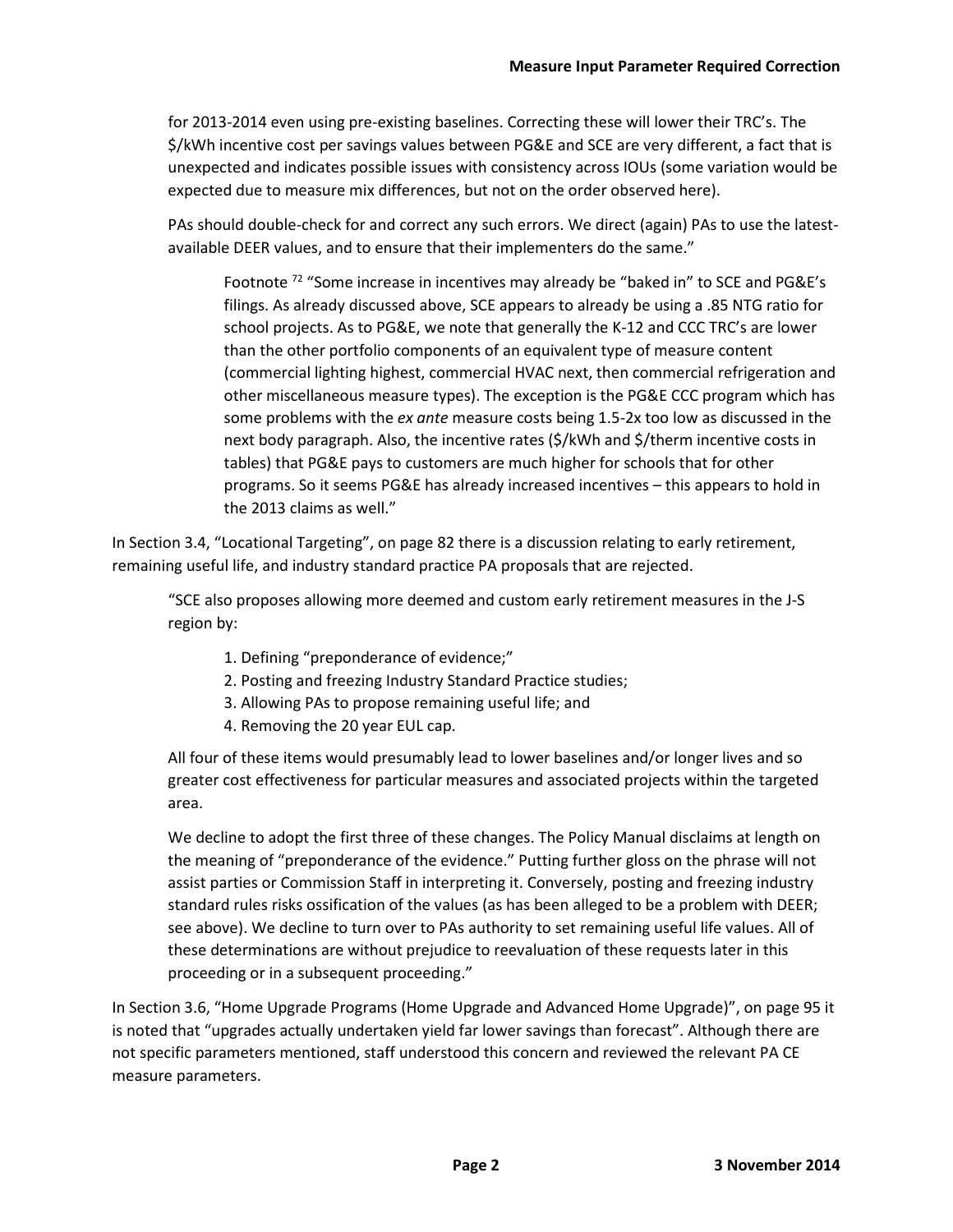for 2013-2014 even using pre-existing baselines. Correcting these will lower their TRC's. The $/kWh incentive cost per savings values between PG&E and SCE are very different, a fact that is unexpected and indicates possible issues with consistency across IOUs (some variation would be expected due to measure mix differences, but not on the order observed here).

> PAs should double-check for and correct any such errors. We direct (again) PAs to use the latest-available DEER values, and to ensure that their implementers do the same."

> > Footnote [72] "Some increase in incentives may already be "baked in" to SCE and PG&E's filings. As already discussed above, SCE appears to already be using a .85 NTG ratio for school projects. As to PG&E, we note that generally the K-12 and CCC TRC's are lower than the other portfolio components of an equivalent type of measure content (commercial lighting highest, commercial HVAC next, then commercial refrigeration and other miscellaneous measure types). The exception is the PG&E CCC program which has some problems with the *ex ante* measure costs being 1.5-2x too low as discussed in the next body paragraph. Also, the incentive rates ($/kWh and $/therm incentive costs in tables) that PG&E pays to customers are much higher for schools that for other programs. So it seems PG&E has already increased incentives – this appears to hold in the 2013 claims as well."

In Section 3.4, "Locational Targeting", on page 82 there is a discussion relating to early retirement, remaining useful life, and industry standard practice PA proposals that are rejected.

> "SCE also proposes allowing more deemed and custom early retirement measures in the J-S region by:
>
> 1. Defining "preponderance of evidence;"
> 2. Posting and freezing Industry Standard Practice studies;
> 3. Allowing PAs to propose remaining useful life; and
> 4. Removing the 20 year EUL cap.
>
> All four of these items would presumably lead to lower baselines and/or longer lives and so greater cost effectiveness for particular measures and associated projects within the targeted area.
>
> We decline to adopt the first three of these changes. The Policy Manual disclaims at length on the meaning of "preponderance of the evidence." Putting further gloss on the phrase will not assist parties or Commission Staff in interpreting it. Conversely, posting and freezing industry standard rules risks ossification of the values (as has been alleged to be a problem with DEER; see above). We decline to turn over to PAs authority to set remaining useful life values. All of these determinations are without prejudice to reevaluation of these requests later in this proceeding or in a subsequent proceeding."

In Section 3.6, "Home Upgrade Programs (Home Upgrade and Advanced Home Upgrade)", on page 95 it is noted that "upgrades actually undertaken yield far lower savings than forecast". Although there are not specific parameters mentioned, staff understood this concern and reviewed the relevant PA CE measure parameters.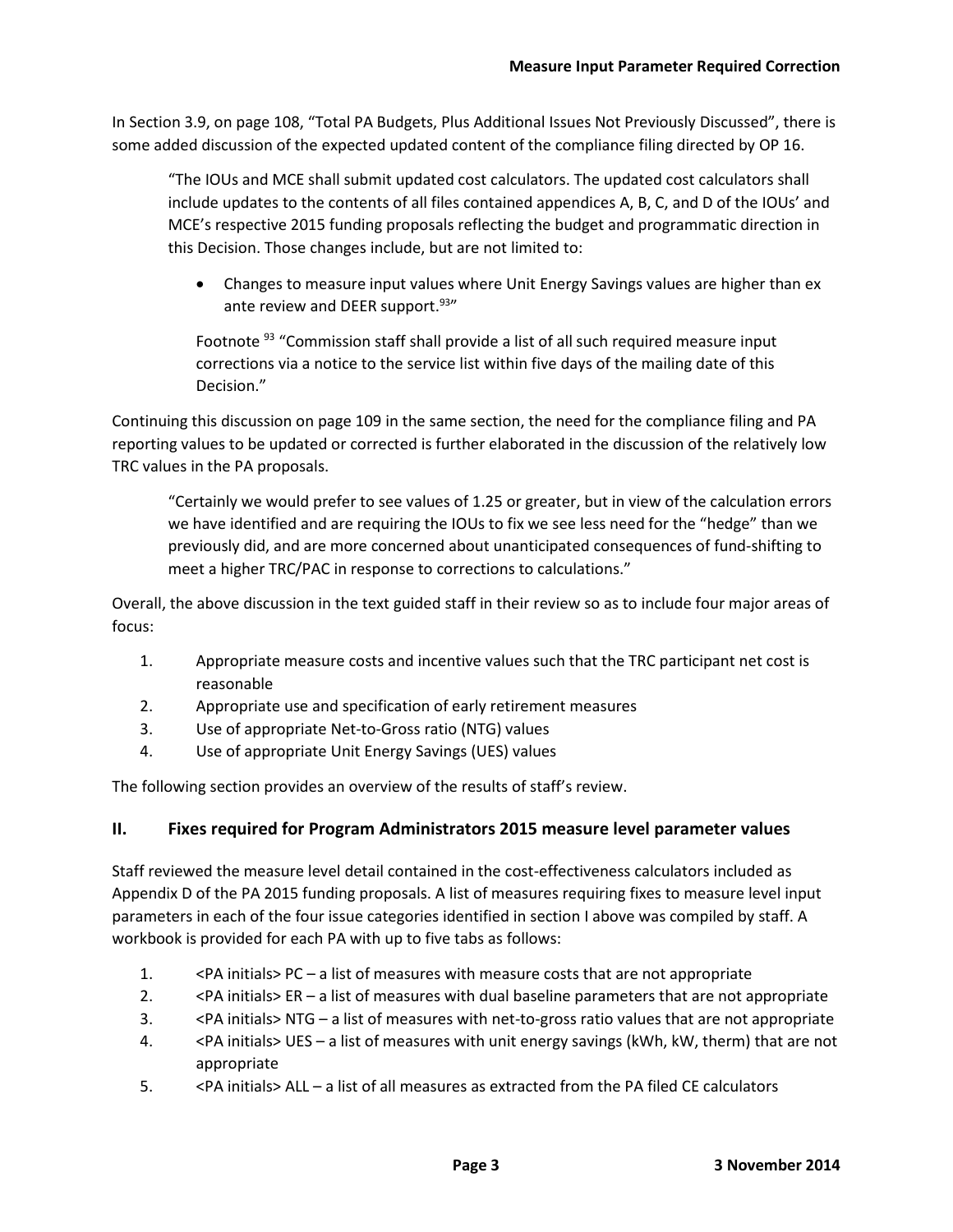In Section 3.9, on page 108, "Total PA Budgets, Plus Additional Issues Not Previously Discussed", there is some added discussion of the expected updated content of the compliance filing directed by OP 16.

> "The IOUs and MCE shall submit updated cost calculators. The updated cost calculators shall include updates to the contents of all files contained appendices A, B, C, and D of the IOUs' and MCE's respective 2015 funding proposals reflecting the budget and programmatic direction in this Decision. Those changes include, but are not limited to:
>
> - Changes to measure input values where Unit Energy Savings values are higher than ex ante review and DEER support.[93]"
>
> Footnote [93] "Commission staff shall provide a list of all such required measure input corrections via a notice to the service list within five days of the mailing date of this Decision."

Continuing this discussion on page 109 in the same section, the need for the compliance filing and PA reporting values to be updated or corrected is further elaborated in the discussion of the relatively low TRC values in the PA proposals.

> "Certainly we would prefer to see values of 1.25 or greater, but in view of the calculation errors we have identified and are requiring the IOUs to fix we see less need for the "hedge" than we previously did, and are more concerned about unanticipated consequences of fund-shifting to meet a higher TRC/PAC in response to corrections to calculations."

Overall, the above discussion in the text guided staff in their review so as to include four major areas of focus:

1. Appropriate measure costs and incentive values such that the TRC participant net cost is reasonable
2. Appropriate use and specification of early retirement measures
3. Use of appropriate Net-to-Gross ratio (NTG) values
4. Use of appropriate Unit Energy Savings (UES) values

The following section provides an overview of the results of staff's review.

## II. Fixes required for Program Administrators 2015 measure level parameter values

Staff reviewed the measure level detail contained in the cost-effectiveness calculators included as Appendix D of the PA 2015 funding proposals. A list of measures requiring fixes to measure level input parameters in each of the four issue categories identified in section I above was compiled by staff. A workbook is provided for each PA with up to five tabs as follows:

1. <PA initials> PC – a list of measures with measure costs that are not appropriate
2. <PA initials> ER – a list of measures with dual baseline parameters that are not appropriate
3. <PA initials> NTG – a list of measures with net-to-gross ratio values that are not appropriate
4. <PA initials> UES – a list of measures with unit energy savings (kWh, kW, therm) that are not appropriate
5. <PA initials> ALL – a list of all measures as extracted from the PA filed CE calculators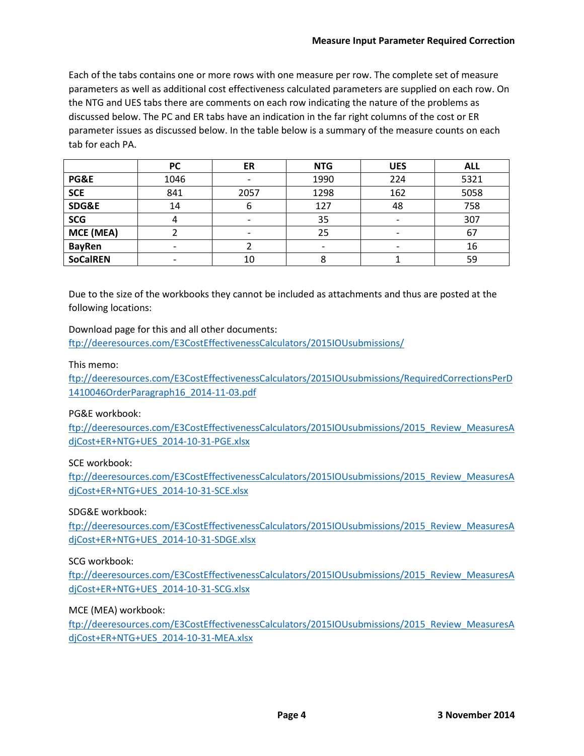Each of the tabs contains one or more rows with one measure per row. The complete set of measure parameters as well as additional cost effectiveness calculated parameters are supplied on each row. On the NTG and UES tabs there are comments on each row indicating the nature of the problems as discussed below. The PC and ER tabs have an indication in the far right columns of the cost or ER parameter issues as discussed below. In the table below is a summary of the measure counts on each tab for each PA.

| | PC | ER | NTG | UES | ALL |
|---|---|---|---|---|---|
| **PG&E** | 1046 | - | 1990 | 224 | 5321 |
| **SCE** | 841 | 2057 | 1298 | 162 | 5058 |
| **SDG&E** | 14 | 6 | 127 | 48 | 758 |
| **SCG** | 4 | - | 35 | - | 307 |
| **MCE (MEA)** | 2 | - | 25 | - | 67 |
| **BayRen** | - | 2 | - | - | 16 |
| **SoCalREN** | - | 10 | 8 | 1 | 59 |

Due to the size of the workbooks they cannot be included as attachments and thus are posted at the following locations:

Download page for this and all other documents:
[ftp://deeresources.com/E3CostEffectivenessCalculators/2015IOUsubmissions/](ftp://deeresources.com/E3CostEffectivenessCalculators/2015IOUsubmissions/)

This memo:
[ftp://deeresources.com/E3CostEffectivenessCalculators/2015IOUsubmissions/RequiredCorrectionsPerD1410046OrderParagraph16_2014-11-03.pdf](ftp://deeresources.com/E3CostEffectivenessCalculators/2015IOUsubmissions/RequiredCorrectionsPerD1410046OrderParagraph16_2014-11-03.pdf)

PG&E workbook:
[ftp://deeresources.com/E3CostEffectivenessCalculators/2015IOUsubmissions/2015_Review_MeasuresAdjCost+ER+NTG+UES_2014-10-31-PGE.xlsx](ftp://deeresources.com/E3CostEffectivenessCalculators/2015IOUsubmissions/2015_Review_MeasuresAdjCost+ER+NTG+UES_2014-10-31-PGE.xlsx)

SCE workbook:
[ftp://deeresources.com/E3CostEffectivenessCalculators/2015IOUsubmissions/2015_Review_MeasuresAdjCost+ER+NTG+UES_2014-10-31-SCE.xlsx](ftp://deeresources.com/E3CostEffectivenessCalculators/2015IOUsubmissions/2015_Review_MeasuresAdjCost+ER+NTG+UES_2014-10-31-SCE.xlsx)

SDG&E workbook:
[ftp://deeresources.com/E3CostEffectivenessCalculators/2015IOUsubmissions/2015_Review_MeasuresAdjCost+ER+NTG+UES_2014-10-31-SDGE.xlsx](ftp://deeresources.com/E3CostEffectivenessCalculators/2015IOUsubmissions/2015_Review_MeasuresAdjCost+ER+NTG+UES_2014-10-31-SDGE.xlsx)

SCG workbook:
[ftp://deeresources.com/E3CostEffectivenessCalculators/2015IOUsubmissions/2015_Review_MeasuresAdjCost+ER+NTG+UES_2014-10-31-SCG.xlsx](ftp://deeresources.com/E3CostEffectivenessCalculators/2015IOUsubmissions/2015_Review_MeasuresAdjCost+ER+NTG+UES_2014-10-31-SCG.xlsx)

MCE (MEA) workbook:
[ftp://deeresources.com/E3CostEffectivenessCalculators/2015IOUsubmissions/2015_Review_MeasuresAdjCost+ER+NTG+UES_2014-10-31-MEA.xlsx](ftp://deeresources.com/E3CostEffectivenessCalculators/2015IOUsubmissions/2015_Review_MeasuresAdjCost+ER+NTG+UES_2014-10-31-MEA.xlsx)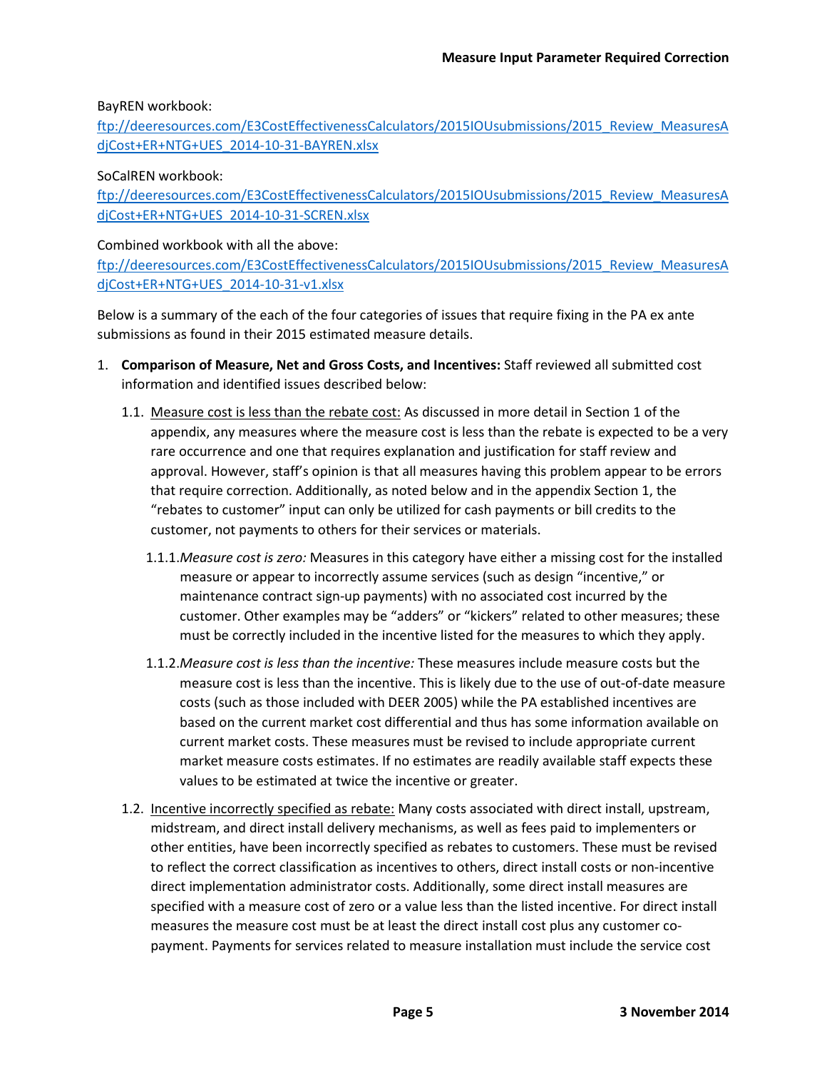BayREN workbook:

ftp://deeresources.com/E3CostEffectivenessCalculators/2015IOUsubmissions/2015_Review_MeasuresAdjCost+ER+NTG+UES_2014-10-31-BAYREN.xlsx

SoCalREN workbook:

ftp://deeresources.com/E3CostEffectivenessCalculators/2015IOUsubmissions/2015_Review_MeasuresAdjCost+ER+NTG+UES_2014-10-31-SCREN.xlsx

Combined workbook with all the above:

ftp://deeresources.com/E3CostEffectivenessCalculators/2015IOUsubmissions/2015_Review_MeasuresAdjCost+ER+NTG+UES_2014-10-31-v1.xlsx

Below is a summary of the each of the four categories of issues that require fixing in the PA ex ante submissions as found in their 2015 estimated measure details.

1. **Comparison of Measure, Net and Gross Costs, and Incentives:** Staff reviewed all submitted cost information and identified issues described below:

   1.1. Measure cost is less than the rebate cost: As discussed in more detail in Section 1 of the appendix, any measures where the measure cost is less than the rebate is expected to be a very rare occurrence and one that requires explanation and justification for staff review and approval. However, staff's opinion is that all measures having this problem appear to be errors that require correction. Additionally, as noted below and in the appendix Section 1, the "rebates to customer" input can only be utilized for cash payments or bill credits to the customer, not payments to others for their services or materials.

      1.1.1. *Measure cost is zero:* Measures in this category have either a missing cost for the installed measure or appear to incorrectly assume services (such as design "incentive," or maintenance contract sign-up payments) with no associated cost incurred by the customer. Other examples may be "adders" or "kickers" related to other measures; these must be correctly included in the incentive listed for the measures to which they apply.

      1.1.2. *Measure cost is less than the incentive:* These measures include measure costs but the measure cost is less than the incentive. This is likely due to the use of out-of-date measure costs (such as those included with DEER 2005) while the PA established incentives are based on the current market cost differential and thus has some information available on current market costs. These measures must be revised to include appropriate current market measure costs estimates. If no estimates are readily available staff expects these values to be estimated at twice the incentive or greater.

   1.2. Incentive incorrectly specified as rebate: Many costs associated with direct install, upstream, midstream, and direct install delivery mechanisms, as well as fees paid to implementers or other entities, have been incorrectly specified as rebates to customers. These must be revised to reflect the correct classification as incentives to others, direct install costs or non-incentive direct implementation administrator costs. Additionally, some direct install measures are specified with a measure cost of zero or a value less than the listed incentive. For direct install measures the measure cost must be at least the direct install cost plus any customer co-payment. Payments for services related to measure installation must include the service cost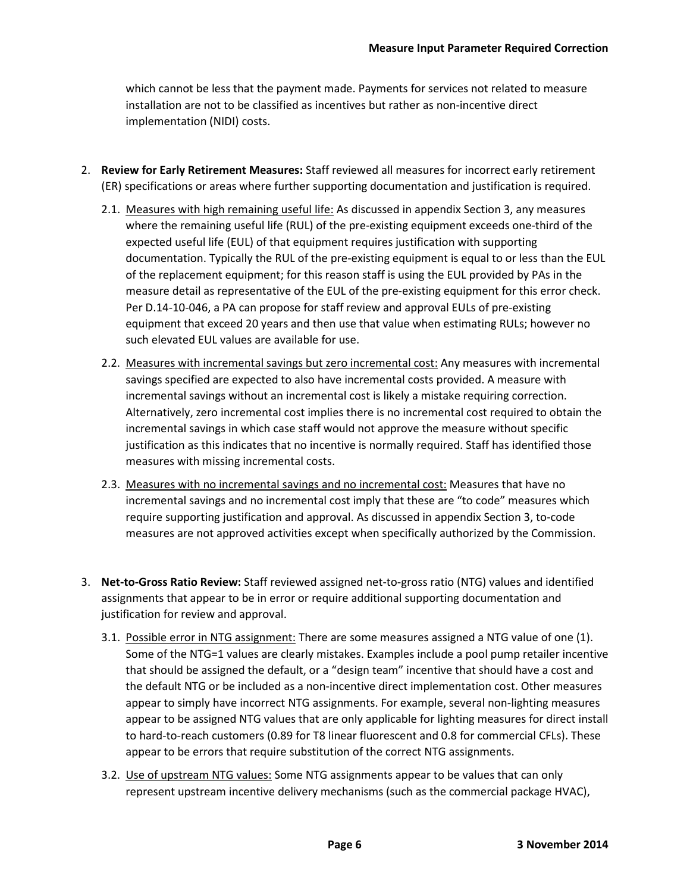which cannot be less that the payment made. Payments for services not related to measure installation are not to be classified as incentives but rather as non-incentive direct implementation (NIDI) costs.

2. **Review for Early Retirement Measures:** Staff reviewed all measures for incorrect early retirement (ER) specifications or areas where further supporting documentation and justification is required.

   2.1. Measures with high remaining useful life: As discussed in appendix Section 3, any measures where the remaining useful life (RUL) of the pre-existing equipment exceeds one-third of the expected useful life (EUL) of that equipment requires justification with supporting documentation. Typically the RUL of the pre-existing equipment is equal to or less than the EUL of the replacement equipment; for this reason staff is using the EUL provided by PAs in the measure detail as representative of the EUL of the pre-existing equipment for this error check. Per D.14-10-046, a PA can propose for staff review and approval EULs of pre-existing equipment that exceed 20 years and then use that value when estimating RULs; however no such elevated EUL values are available for use.

   2.2. Measures with incremental savings but zero incremental cost: Any measures with incremental savings specified are expected to also have incremental costs provided. A measure with incremental savings without an incremental cost is likely a mistake requiring correction. Alternatively, zero incremental cost implies there is no incremental cost required to obtain the incremental savings in which case staff would not approve the measure without specific justification as this indicates that no incentive is normally required. Staff has identified those measures with missing incremental costs.

   2.3. Measures with no incremental savings and no incremental cost: Measures that have no incremental savings and no incremental cost imply that these are "to code" measures which require supporting justification and approval. As discussed in appendix Section 3, to-code measures are not approved activities except when specifically authorized by the Commission.

3. **Net-to-Gross Ratio Review:** Staff reviewed assigned net-to-gross ratio (NTG) values and identified assignments that appear to be in error or require additional supporting documentation and justification for review and approval.

   3.1. Possible error in NTG assignment: There are some measures assigned a NTG value of one (1). Some of the NTG=1 values are clearly mistakes. Examples include a pool pump retailer incentive that should be assigned the default, or a "design team" incentive that should have a cost and the default NTG or be included as a non-incentive direct implementation cost. Other measures appear to simply have incorrect NTG assignments. For example, several non-lighting measures appear to be assigned NTG values that are only applicable for lighting measures for direct install to hard-to-reach customers (0.89 for T8 linear fluorescent and 0.8 for commercial CFLs). These appear to be errors that require substitution of the correct NTG assignments.

   3.2. Use of upstream NTG values: Some NTG assignments appear to be values that can only represent upstream incentive delivery mechanisms (such as the commercial package HVAC),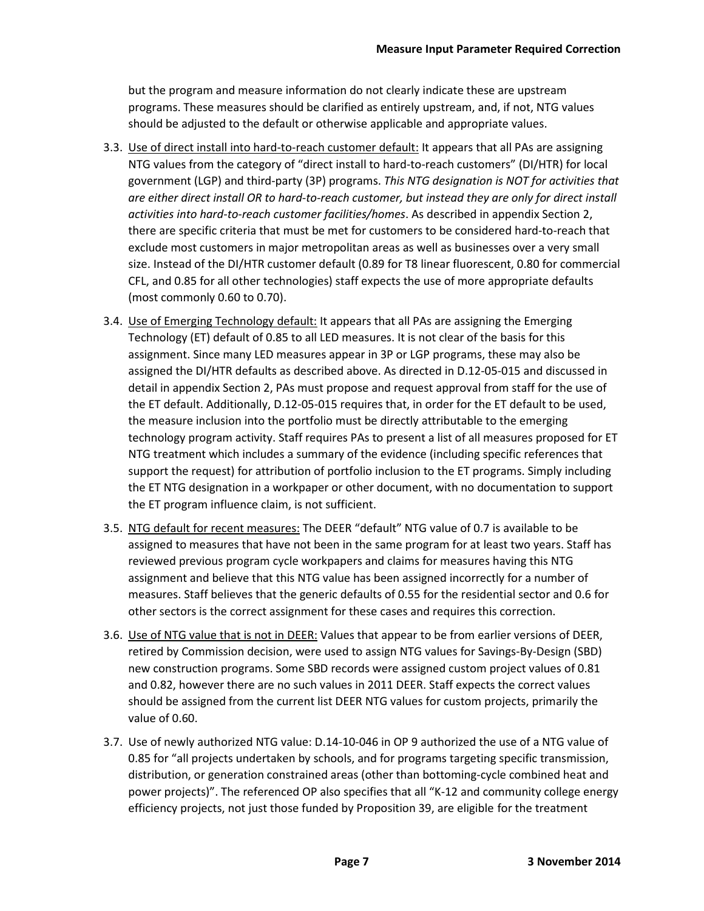but the program and measure information do not clearly indicate these are upstream programs. These measures should be clarified as entirely upstream, and, if not, NTG values should be adjusted to the default or otherwise applicable and appropriate values.

3.3. <u>Use of direct install into hard-to-reach customer default:</u> It appears that all PAs are assigning NTG values from the category of "direct install to hard-to-reach customers" (DI/HTR) for local government (LGP) and third-party (3P) programs. *This NTG designation is NOT for activities that are either direct install OR to hard-to-reach customer, but instead they are only for direct install activities into hard-to-reach customer facilities/homes*. As described in appendix Section 2, there are specific criteria that must be met for customers to be considered hard-to-reach that exclude most customers in major metropolitan areas as well as businesses over a very small size. Instead of the DI/HTR customer default (0.89 for T8 linear fluorescent, 0.80 for commercial CFL, and 0.85 for all other technologies) staff expects the use of more appropriate defaults (most commonly 0.60 to 0.70).

3.4. <u>Use of Emerging Technology default:</u> It appears that all PAs are assigning the Emerging Technology (ET) default of 0.85 to all LED measures. It is not clear of the basis for this assignment. Since many LED measures appear in 3P or LGP programs, these may also be assigned the DI/HTR defaults as described above. As directed in D.12-05-015 and discussed in detail in appendix Section 2, PAs must propose and request approval from staff for the use of the ET default. Additionally, D.12-05-015 requires that, in order for the ET default to be used, the measure inclusion into the portfolio must be directly attributable to the emerging technology program activity. Staff requires PAs to present a list of all measures proposed for ET NTG treatment which includes a summary of the evidence (including specific references that support the request) for attribution of portfolio inclusion to the ET programs. Simply including the ET NTG designation in a workpaper or other document, with no documentation to support the ET program influence claim, is not sufficient.

3.5. <u>NTG default for recent measures:</u> The DEER "default" NTG value of 0.7 is available to be assigned to measures that have not been in the same program for at least two years. Staff has reviewed previous program cycle workpapers and claims for measures having this NTG assignment and believe that this NTG value has been assigned incorrectly for a number of measures. Staff believes that the generic defaults of 0.55 for the residential sector and 0.6 for other sectors is the correct assignment for these cases and requires this correction.

3.6. <u>Use of NTG value that is not in DEER:</u> Values that appear to be from earlier versions of DEER, retired by Commission decision, were used to assign NTG values for Savings-By-Design (SBD) new construction programs. Some SBD records were assigned custom project values of 0.81 and 0.82, however there are no such values in 2011 DEER. Staff expects the correct values should be assigned from the current list DEER NTG values for custom projects, primarily the value of 0.60.

3.7. Use of newly authorized NTG value: D.14-10-046 in OP 9 authorized the use of a NTG value of 0.85 for "all projects undertaken by schools, and for programs targeting specific transmission, distribution, or generation constrained areas (other than bottoming-cycle combined heat and power projects)". The referenced OP also specifies that all "K-12 and community college energy efficiency projects, not just those funded by Proposition 39, are eligible for the treatment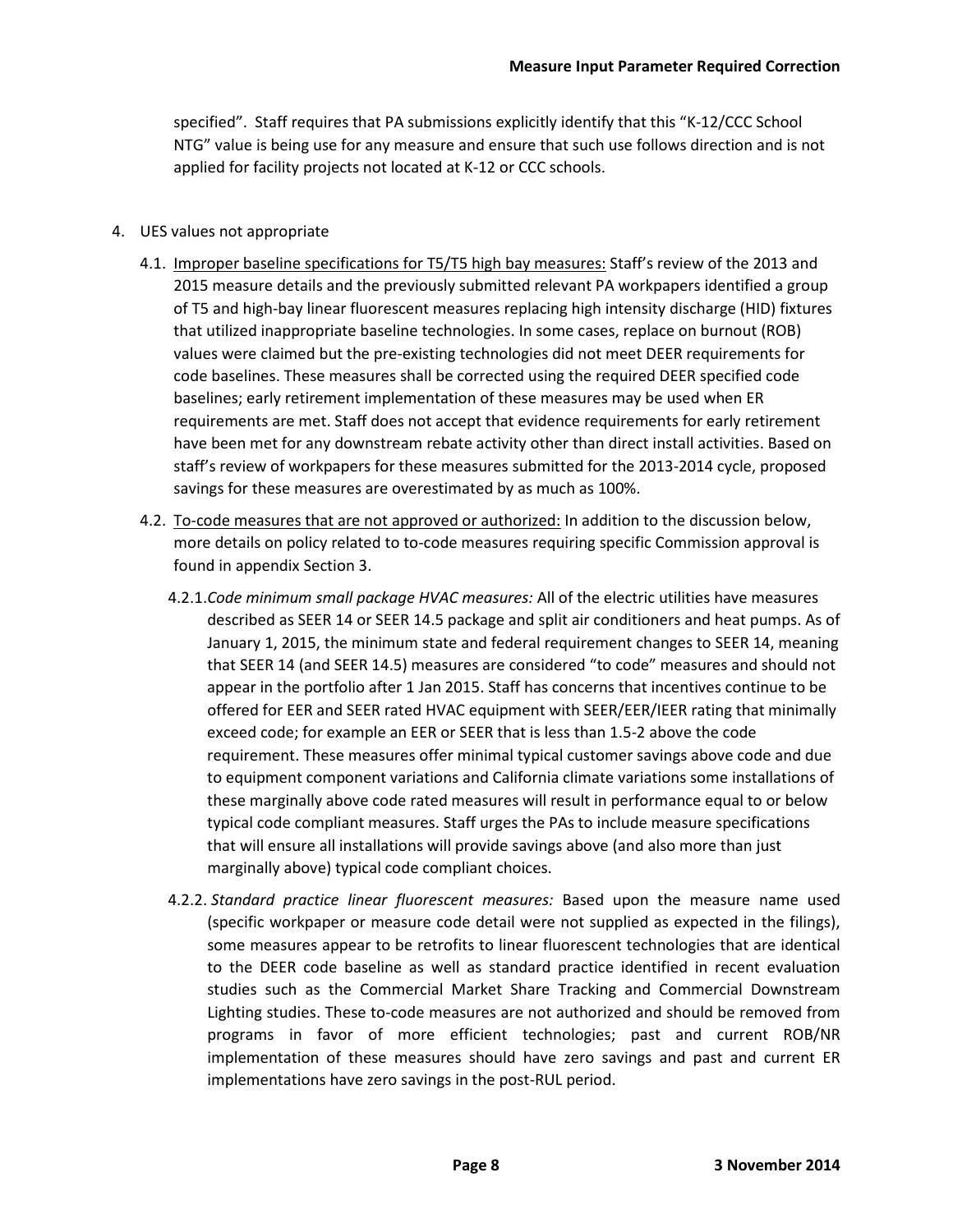specified". Staff requires that PA submissions explicitly identify that this "K-12/CCC School NTG" value is being use for any measure and ensure that such use follows direction and is not applied for facility projects not located at K-12 or CCC schools.

4. UES values not appropriate

4.1. Improper baseline specifications for T5/T5 high bay measures: Staff's review of the 2013 and 2015 measure details and the previously submitted relevant PA workpapers identified a group of T5 and high-bay linear fluorescent measures replacing high intensity discharge (HID) fixtures that utilized inappropriate baseline technologies. In some cases, replace on burnout (ROB) values were claimed but the pre-existing technologies did not meet DEER requirements for code baselines. These measures shall be corrected using the required DEER specified code baselines; early retirement implementation of these measures may be used when ER requirements are met. Staff does not accept that evidence requirements for early retirement have been met for any downstream rebate activity other than direct install activities. Based on staff's review of workpapers for these measures submitted for the 2013-2014 cycle, proposed savings for these measures are overestimated by as much as 100%.

4.2. To-code measures that are not approved or authorized: In addition to the discussion below, more details on policy related to to-code measures requiring specific Commission approval is found in appendix Section 3.

4.2.1. *Code minimum small package HVAC measures:* All of the electric utilities have measures described as SEER 14 or SEER 14.5 package and split air conditioners and heat pumps. As of January 1, 2015, the minimum state and federal requirement changes to SEER 14, meaning that SEER 14 (and SEER 14.5) measures are considered "to code" measures and should not appear in the portfolio after 1 Jan 2015. Staff has concerns that incentives continue to be offered for EER and SEER rated HVAC equipment with SEER/EER/IEER rating that minimally exceed code; for example an EER or SEER that is less than 1.5-2 above the code requirement. These measures offer minimal typical customer savings above code and due to equipment component variations and California climate variations some installations of these marginally above code rated measures will result in performance equal to or below typical code compliant measures. Staff urges the PAs to include measure specifications that will ensure all installations will provide savings above (and also more than just marginally above) typical code compliant choices.

4.2.2. *Standard practice linear fluorescent measures:* Based upon the measure name used (specific workpaper or measure code detail were not supplied as expected in the filings), some measures appear to be retrofits to linear fluorescent technologies that are identical to the DEER code baseline as well as standard practice identified in recent evaluation studies such as the Commercial Market Share Tracking and Commercial Downstream Lighting studies. These to-code measures are not authorized and should be removed from programs in favor of more efficient technologies; past and current ROB/NR implementation of these measures should have zero savings and past and current ER implementations have zero savings in the post-RUL period.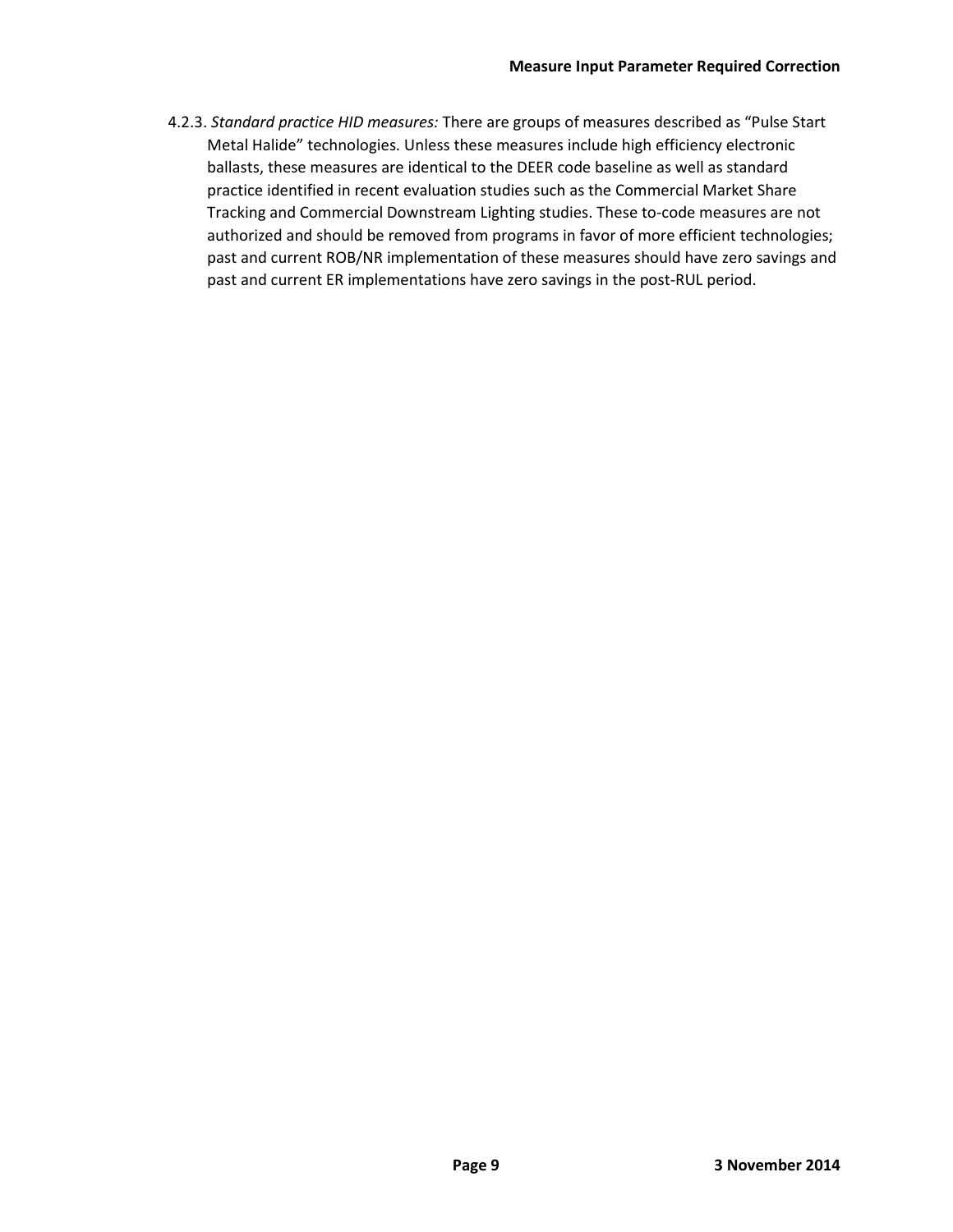4.2.3. *Standard practice HID measures:* There are groups of measures described as "Pulse Start Metal Halide" technologies. Unless these measures include high efficiency electronic ballasts, these measures are identical to the DEER code baseline as well as standard practice identified in recent evaluation studies such as the Commercial Market Share Tracking and Commercial Downstream Lighting studies. These to-code measures are not authorized and should be removed from programs in favor of more efficient technologies; past and current ROB/NR implementation of these measures should have zero savings and past and current ER implementations have zero savings in the post-RUL period.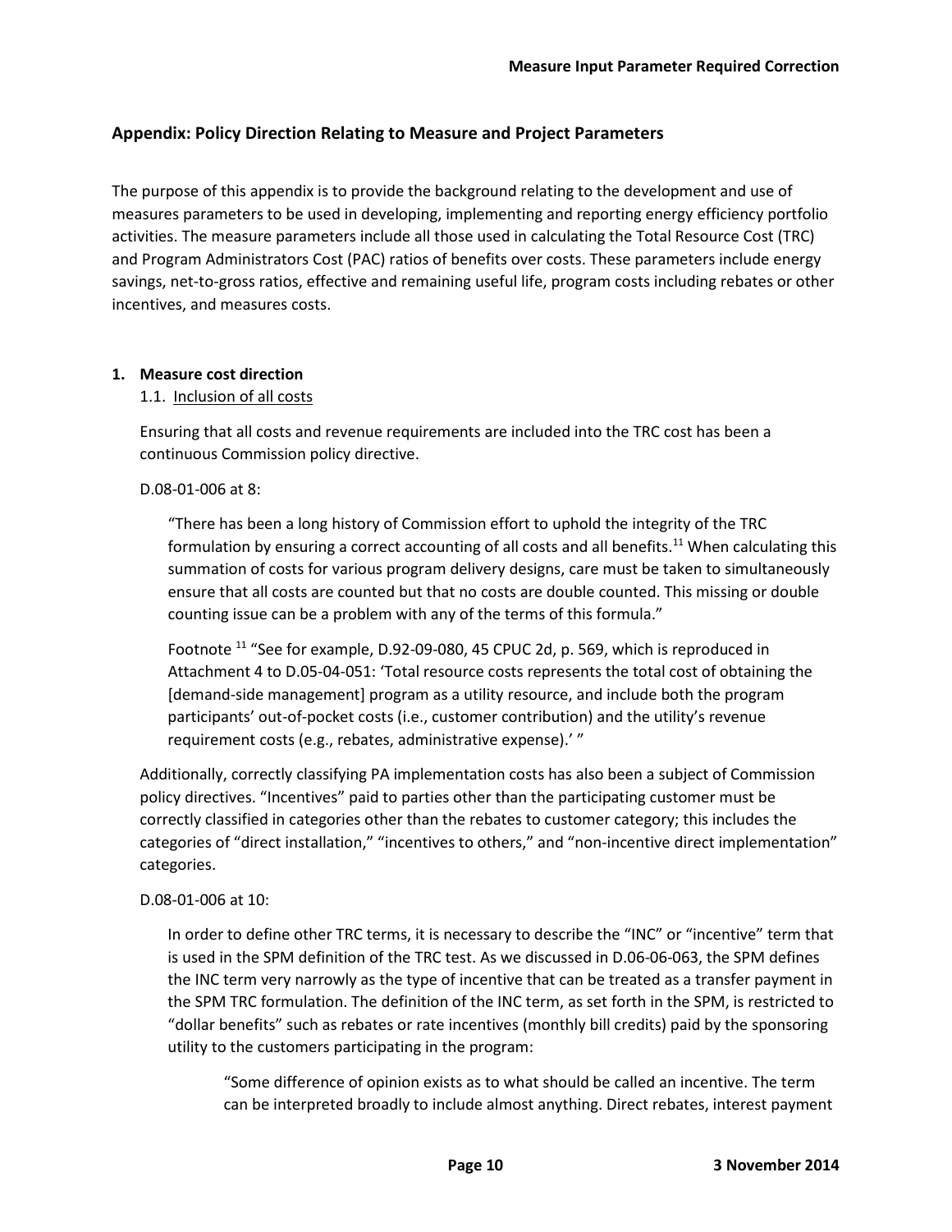## Appendix: Policy Direction Relating to Measure and Project Parameters

The purpose of this appendix is to provide the background relating to the development and use of measures parameters to be used in developing, implementing and reporting energy efficiency portfolio activities. The measure parameters include all those used in calculating the Total Resource Cost (TRC) and Program Administrators Cost (PAC) ratios of benefits over costs. These parameters include energy savings, net-to-gross ratios, effective and remaining useful life, program costs including rebates or other incentives, and measures costs.

1. **Measure cost direction**

   1.1. Inclusion of all costs

   Ensuring that all costs and revenue requirements are included into the TRC cost has been a continuous Commission policy directive.

   D.08-01-006 at 8:

   > "There has been a long history of Commission effort to uphold the integrity of the TRC formulation by ensuring a correct accounting of all costs and all benefits.[11] When calculating this summation of costs for various program delivery designs, care must be taken to simultaneously ensure that all costs are counted but that no costs are double counted. This missing or double counting issue can be a problem with any of the terms of this formula."
   >
   > Footnote [11] "See for example, D.92-09-080, 45 CPUC 2d, p. 569, which is reproduced in Attachment 4 to D.05-04-051: 'Total resource costs represents the total cost of obtaining the [demand-side management] program as a utility resource, and include both the program participants' out-of-pocket costs (i.e., customer contribution) and the utility's revenue requirement costs (e.g., rebates, administrative expense).' "

   Additionally, correctly classifying PA implementation costs has also been a subject of Commission policy directives. "Incentives" paid to parties other than the participating customer must be correctly classified in categories other than the rebates to customer category; this includes the categories of "direct installation," "incentives to others," and "non-incentive direct implementation" categories.

   D.08-01-006 at 10:

   > In order to define other TRC terms, it is necessary to describe the "INC" or "incentive" term that is used in the SPM definition of the TRC test. As we discussed in D.06-06-063, the SPM defines the INC term very narrowly as the type of incentive that can be treated as a transfer payment in the SPM TRC formulation. The definition of the INC term, as set forth in the SPM, is restricted to "dollar benefits" such as rebates or rate incentives (monthly bill credits) paid by the sponsoring utility to the customers participating in the program:
   >
   > > "Some difference of opinion exists as to what should be called an incentive. The term can be interpreted broadly to include almost anything. Direct rebates, interest payment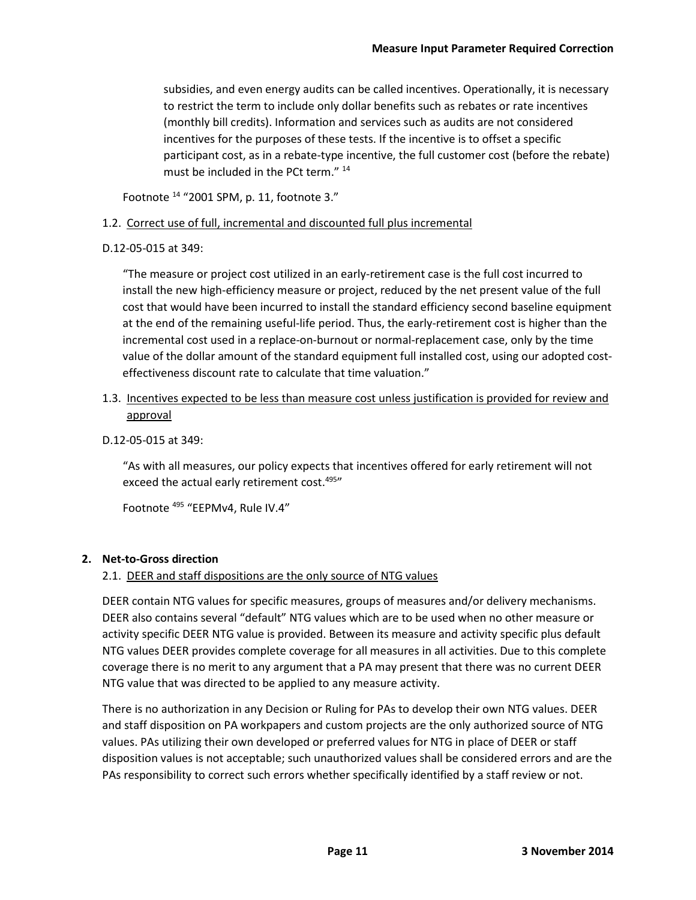subsidies, and even energy audits can be called incentives. Operationally, it is necessary to restrict the term to include only dollar benefits such as rebates or rate incentives (monthly bill credits). Information and services such as audits are not considered incentives for the purposes of these tests. If the incentive is to offset a specific participant cost, as in a rebate-type incentive, the full customer cost (before the rebate) must be included in the PCt term." [14]

Footnote [14] "2001 SPM, p. 11, footnote 3."

1.2. Correct use of full, incremental and discounted full plus incremental

D.12-05-015 at 349:

"The measure or project cost utilized in an early-retirement case is the full cost incurred to install the new high-efficiency measure or project, reduced by the net present value of the full cost that would have been incurred to install the standard efficiency second baseline equipment at the end of the remaining useful-life period. Thus, the early-retirement cost is higher than the incremental cost used in a replace-on-burnout or normal-replacement case, only by the time value of the dollar amount of the standard equipment full installed cost, using our adopted cost-effectiveness discount rate to calculate that time valuation."

1.3. Incentives expected to be less than measure cost unless justification is provided for review and approval

D.12-05-015 at 349:

"As with all measures, our policy expects that incentives offered for early retirement will not exceed the actual early retirement cost.[495]"

Footnote [495] "EEPMv4, Rule IV.4"

**2. Net-to-Gross direction**

2.1. DEER and staff dispositions are the only source of NTG values

DEER contain NTG values for specific measures, groups of measures and/or delivery mechanisms. DEER also contains several "default" NTG values which are to be used when no other measure or activity specific DEER NTG value is provided. Between its measure and activity specific plus default NTG values DEER provides complete coverage for all measures in all activities. Due to this complete coverage there is no merit to any argument that a PA may present that there was no current DEER NTG value that was directed to be applied to any measure activity.

There is no authorization in any Decision or Ruling for PAs to develop their own NTG values. DEER and staff disposition on PA workpapers and custom projects are the only authorized source of NTG values. PAs utilizing their own developed or preferred values for NTG in place of DEER or staff disposition values is not acceptable; such unauthorized values shall be considered errors and are the PAs responsibility to correct such errors whether specifically identified by a staff review or not.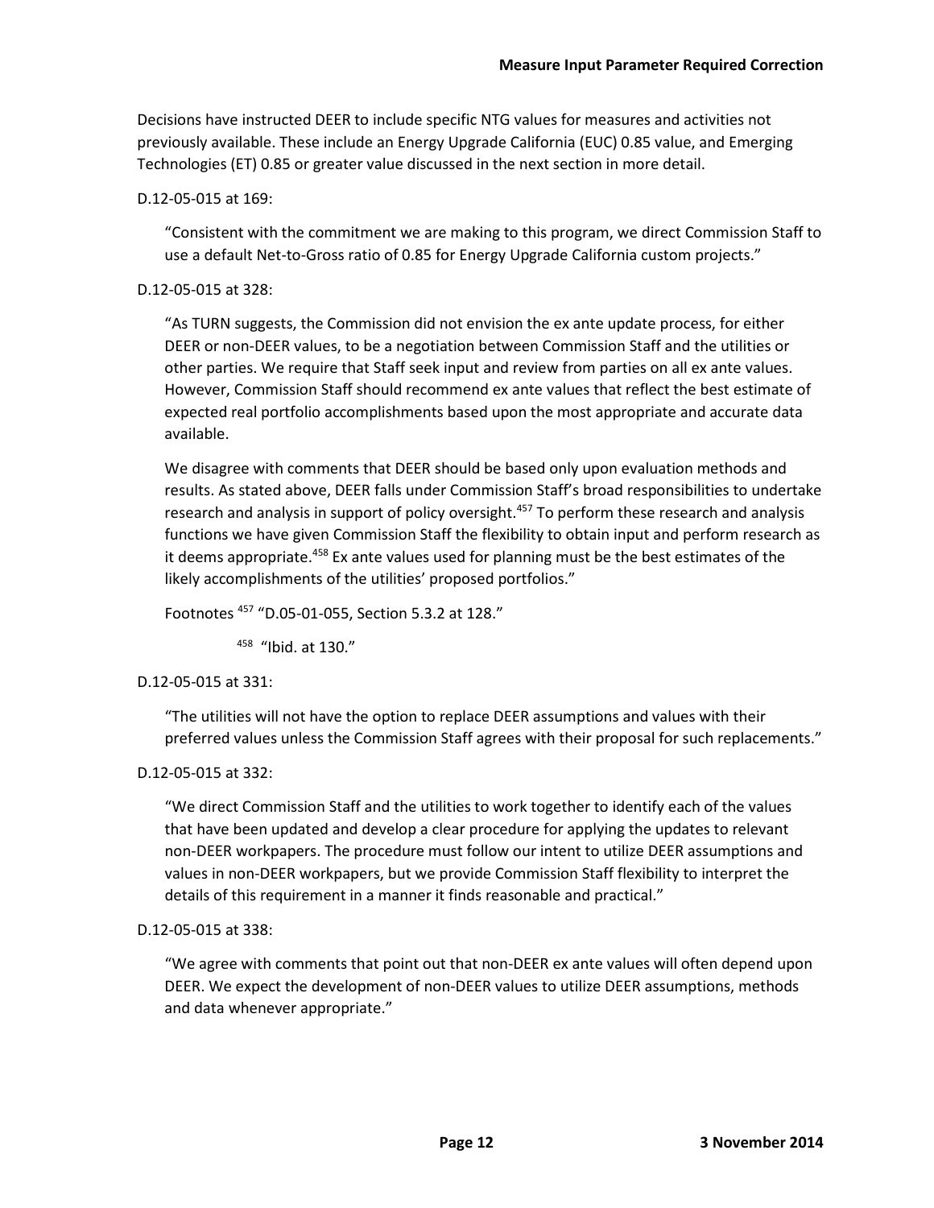Decisions have instructed DEER to include specific NTG values for measures and activities not previously available. These include an Energy Upgrade California (EUC) 0.85 value, and Emerging Technologies (ET) 0.85 or greater value discussed in the next section in more detail.

D.12-05-015 at 169:

> "Consistent with the commitment we are making to this program, we direct Commission Staff to use a default Net-to-Gross ratio of 0.85 for Energy Upgrade California custom projects."

D.12-05-015 at 328:

> "As TURN suggests, the Commission did not envision the ex ante update process, for either DEER or non-DEER values, to be a negotiation between Commission Staff and the utilities or other parties. We require that Staff seek input and review from parties on all ex ante values. However, Commission Staff should recommend ex ante values that reflect the best estimate of expected real portfolio accomplishments based upon the most appropriate and accurate data available.
>
> We disagree with comments that DEER should be based only upon evaluation methods and results. As stated above, DEER falls under Commission Staff's broad responsibilities to undertake research and analysis in support of policy oversight.[457] To perform these research and analysis functions we have given Commission Staff the flexibility to obtain input and perform research as it deems appropriate.[458] Ex ante values used for planning must be the best estimates of the likely accomplishments of the utilities' proposed portfolios."
>
> Footnotes [457] "D.05-01-055, Section 5.3.2 at 128."
>
> [458] "Ibid. at 130."

D.12-05-015 at 331:

> "The utilities will not have the option to replace DEER assumptions and values with their preferred values unless the Commission Staff agrees with their proposal for such replacements."

D.12-05-015 at 332:

> "We direct Commission Staff and the utilities to work together to identify each of the values that have been updated and develop a clear procedure for applying the updates to relevant non-DEER workpapers. The procedure must follow our intent to utilize DEER assumptions and values in non-DEER workpapers, but we provide Commission Staff flexibility to interpret the details of this requirement in a manner it finds reasonable and practical."

D.12-05-015 at 338:

> "We agree with comments that point out that non-DEER ex ante values will often depend upon DEER. We expect the development of non-DEER values to utilize DEER assumptions, methods and data whenever appropriate."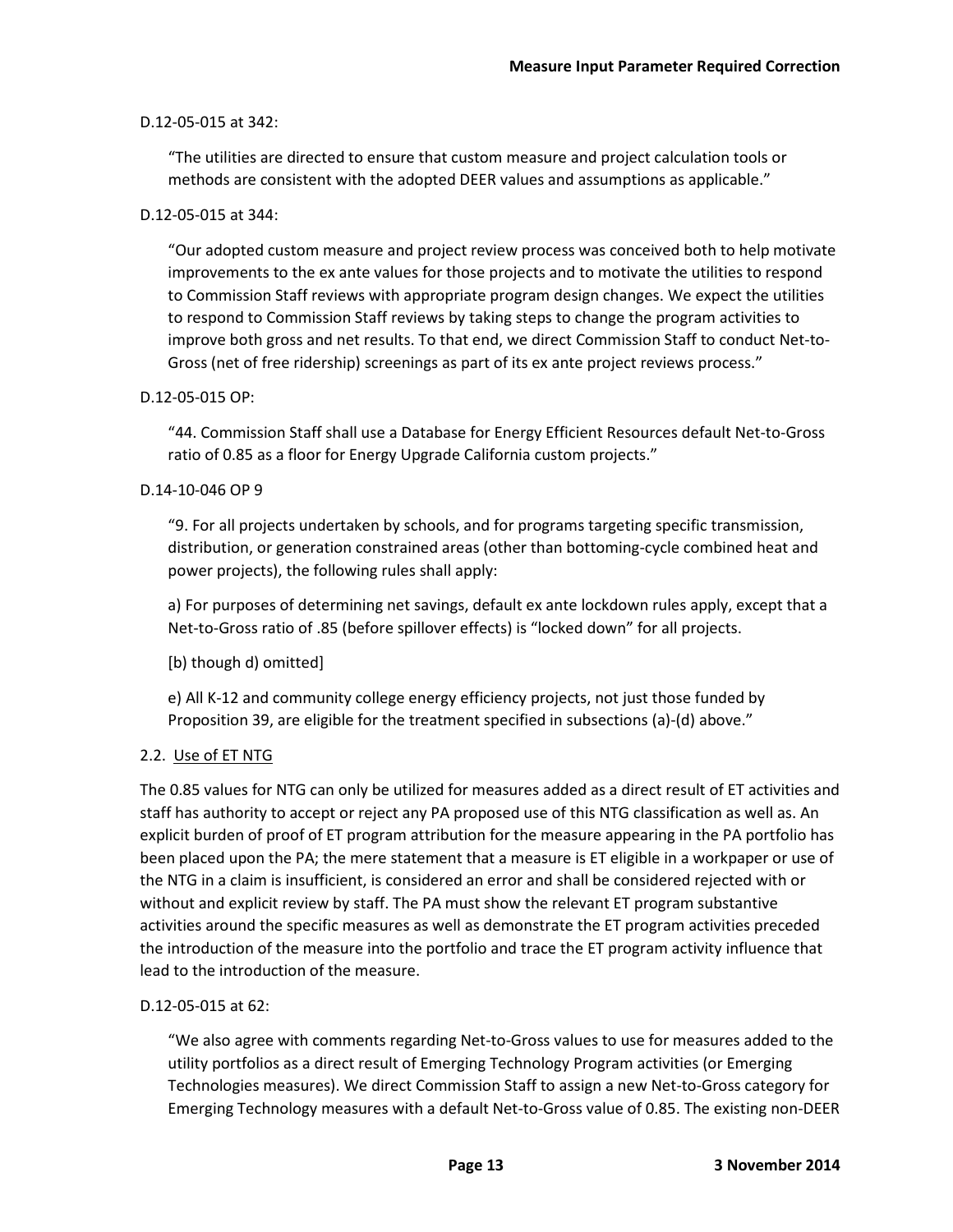D.12-05-015 at 342:

> “The utilities are directed to ensure that custom measure and project calculation tools or methods are consistent with the adopted DEER values and assumptions as applicable.”

D.12-05-015 at 344:

> “Our adopted custom measure and project review process was conceived both to help motivate improvements to the ex ante values for those projects and to motivate the utilities to respond to Commission Staff reviews with appropriate program design changes. We expect the utilities to respond to Commission Staff reviews by taking steps to change the program activities to improve both gross and net results. To that end, we direct Commission Staff to conduct Net-to-Gross (net of free ridership) screenings as part of its ex ante project reviews process.”

D.12-05-015 OP:

> “44. Commission Staff shall use a Database for Energy Efficient Resources default Net-to-Gross ratio of 0.85 as a floor for Energy Upgrade California custom projects.”

D.14-10-046 OP 9

> “9. For all projects undertaken by schools, and for programs targeting specific transmission, distribution, or generation constrained areas (other than bottoming-cycle combined heat and power projects), the following rules shall apply:
>
> a) For purposes of determining net savings, default ex ante lockdown rules apply, except that a Net-to-Gross ratio of .85 (before spillover effects) is “locked down” for all projects.
>
> [b) though d) omitted]
>
> e) All K-12 and community college energy efficiency projects, not just those funded by Proposition 39, are eligible for the treatment specified in subsections (a)-(d) above.”

### 2.2. Use of ET NTG

The 0.85 values for NTG can only be utilized for measures added as a direct result of ET activities and staff has authority to accept or reject any PA proposed use of this NTG classification as well as. An explicit burden of proof of ET program attribution for the measure appearing in the PA portfolio has been placed upon the PA; the mere statement that a measure is ET eligible in a workpaper or use of the NTG in a claim is insufficient, is considered an error and shall be considered rejected with or without and explicit review by staff. The PA must show the relevant ET program substantive activities around the specific measures as well as demonstrate the ET program activities preceded the introduction of the measure into the portfolio and trace the ET program activity influence that lead to the introduction of the measure.

D.12-05-015 at 62:

> “We also agree with comments regarding Net-to-Gross values to use for measures added to the utility portfolios as a direct result of Emerging Technology Program activities (or Emerging Technologies measures). We direct Commission Staff to assign a new Net-to-Gross category for Emerging Technology measures with a default Net-to-Gross value of 0.85. The existing non-DEER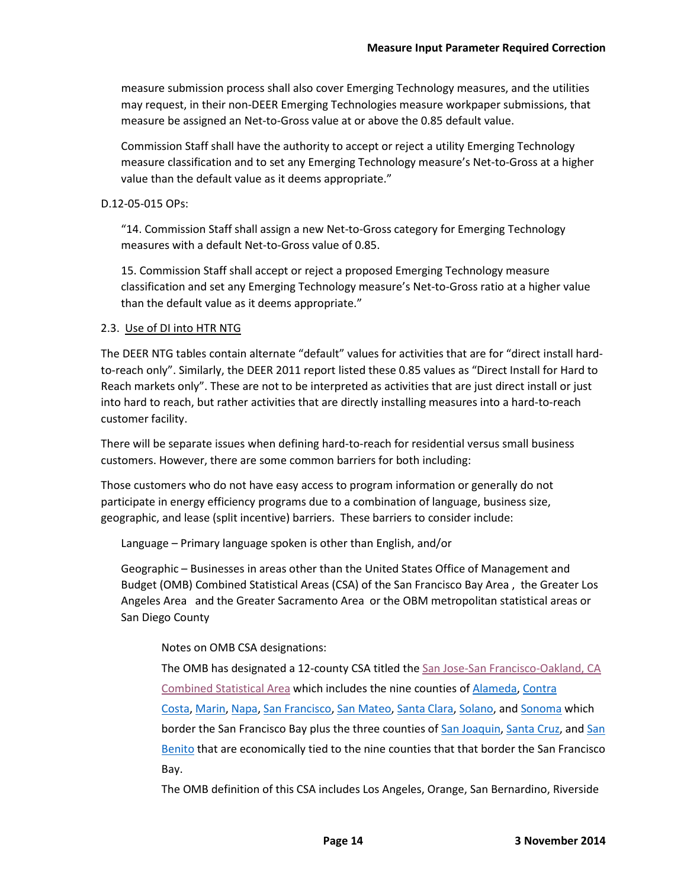measure submission process shall also cover Emerging Technology measures, and the utilities may request, in their non-DEER Emerging Technologies measure workpaper submissions, that measure be assigned an Net-to-Gross value at or above the 0.85 default value.

> Commission Staff shall have the authority to accept or reject a utility Emerging Technology measure classification and to set any Emerging Technology measure's Net-to-Gross at a higher value than the default value as it deems appropriate."

D.12-05-015 OPs:

> "14. Commission Staff shall assign a new Net-to-Gross category for Emerging Technology measures with a default Net-to-Gross value of 0.85.
>
> 15. Commission Staff shall accept or reject a proposed Emerging Technology measure classification and set any Emerging Technology measure's Net-to-Gross ratio at a higher value than the default value as it deems appropriate."

### 2.3. Use of DI into HTR NTG

The DEER NTG tables contain alternate "default" values for activities that are for "direct install hard-to-reach only". Similarly, the DEER 2011 report listed these 0.85 values as "Direct Install for Hard to Reach markets only". These are not to be interpreted as activities that are just direct install or just into hard to reach, but rather activities that are directly installing measures into a hard-to-reach customer facility.

There will be separate issues when defining hard-to-reach for residential versus small business customers. However, there are some common barriers for both including:

Those customers who do not have easy access to program information or generally do not participate in energy efficiency programs due to a combination of language, business size, geographic, and lease (split incentive) barriers. These barriers to consider include:

> Language – Primary language spoken is other than English, and/or
>
> Geographic – Businesses in areas other than the United States Office of Management and Budget (OMB) Combined Statistical Areas (CSA) of the San Francisco Bay Area , the Greater Los Angeles Area and the Greater Sacramento Area or the OBM metropolitan statistical areas or San Diego County
>
> > Notes on OMB CSA designations:
> >
> > The OMB has designated a 12-county CSA titled the San Jose-San Francisco-Oakland, CA Combined Statistical Area which includes the nine counties of Alameda, Contra Costa, Marin, Napa, San Francisco, San Mateo, Santa Clara, Solano, and Sonoma which border the San Francisco Bay plus the three counties of San Joaquin, Santa Cruz, and San Benito that are economically tied to the nine counties that that border the San Francisco Bay.
> >
> > The OMB definition of this CSA includes Los Angeles, Orange, San Bernardino, Riverside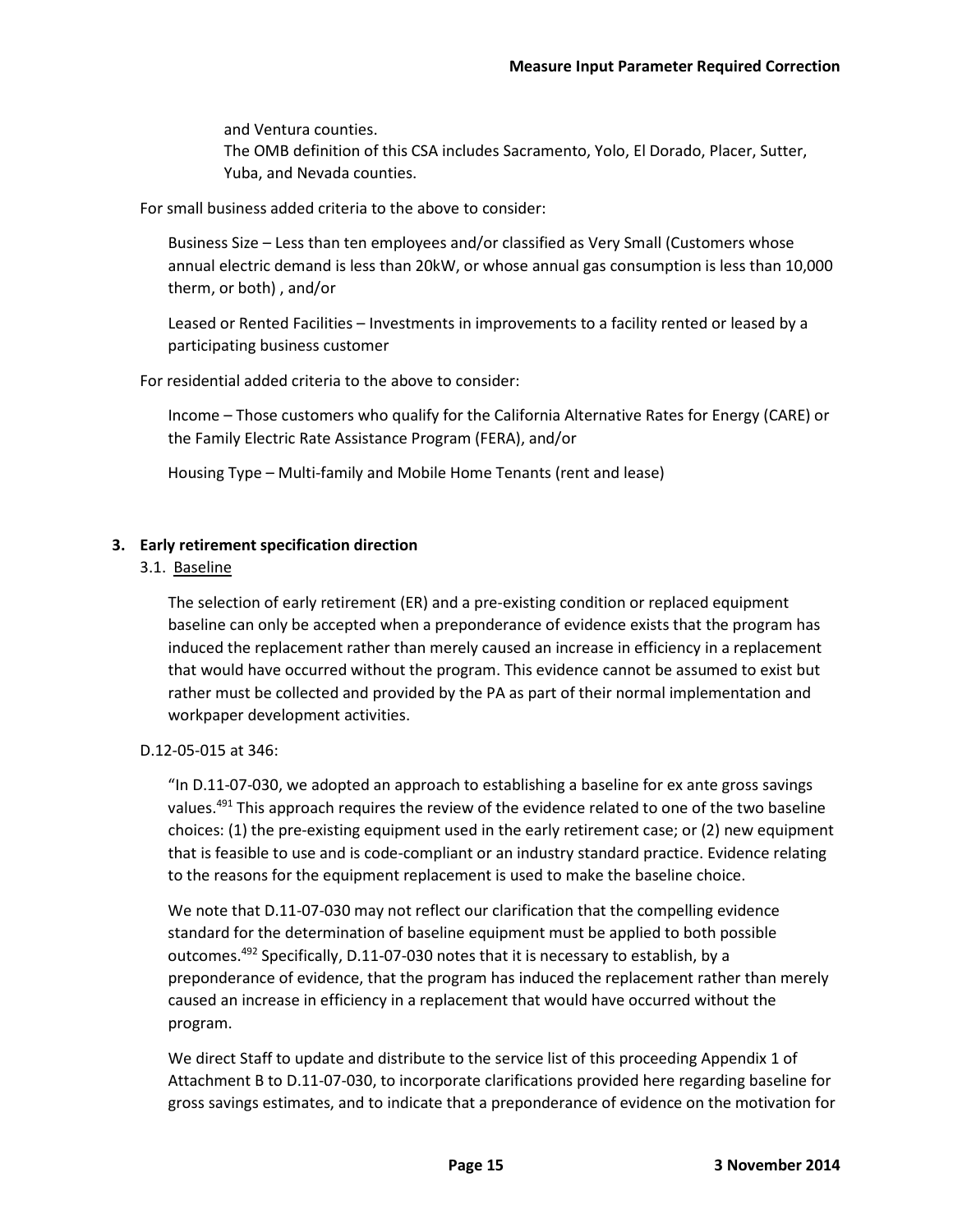and Ventura counties.

The OMB definition of this CSA includes Sacramento, Yolo, El Dorado, Placer, Sutter, Yuba, and Nevada counties.

For small business added criteria to the above to consider:

Business Size – Less than ten employees and/or classified as Very Small (Customers whose annual electric demand is less than 20kW, or whose annual gas consumption is less than 10,000 therm, or both) , and/or

Leased or Rented Facilities – Investments in improvements to a facility rented or leased by a participating business customer

For residential added criteria to the above to consider:

Income – Those customers who qualify for the California Alternative Rates for Energy (CARE) or the Family Electric Rate Assistance Program (FERA), and/or

Housing Type – Multi-family and Mobile Home Tenants (rent and lease)

## 3. Early retirement specification direction

### 3.1. Baseline

The selection of early retirement (ER) and a pre-existing condition or replaced equipment baseline can only be accepted when a preponderance of evidence exists that the program has induced the replacement rather than merely caused an increase in efficiency in a replacement that would have occurred without the program. This evidence cannot be assumed to exist but rather must be collected and provided by the PA as part of their normal implementation and workpaper development activities.

D.12-05-015 at 346:

"In D.11-07-030, we adopted an approach to establishing a baseline for ex ante gross savings values.[491] This approach requires the review of the evidence related to one of the two baseline choices: (1) the pre-existing equipment used in the early retirement case; or (2) new equipment that is feasible to use and is code-compliant or an industry standard practice. Evidence relating to the reasons for the equipment replacement is used to make the baseline choice.

We note that D.11-07-030 may not reflect our clarification that the compelling evidence standard for the determination of baseline equipment must be applied to both possible outcomes.[492] Specifically, D.11-07-030 notes that it is necessary to establish, by a preponderance of evidence, that the program has induced the replacement rather than merely caused an increase in efficiency in a replacement that would have occurred without the program.

We direct Staff to update and distribute to the service list of this proceeding Appendix 1 of Attachment B to D.11-07-030, to incorporate clarifications provided here regarding baseline for gross savings estimates, and to indicate that a preponderance of evidence on the motivation for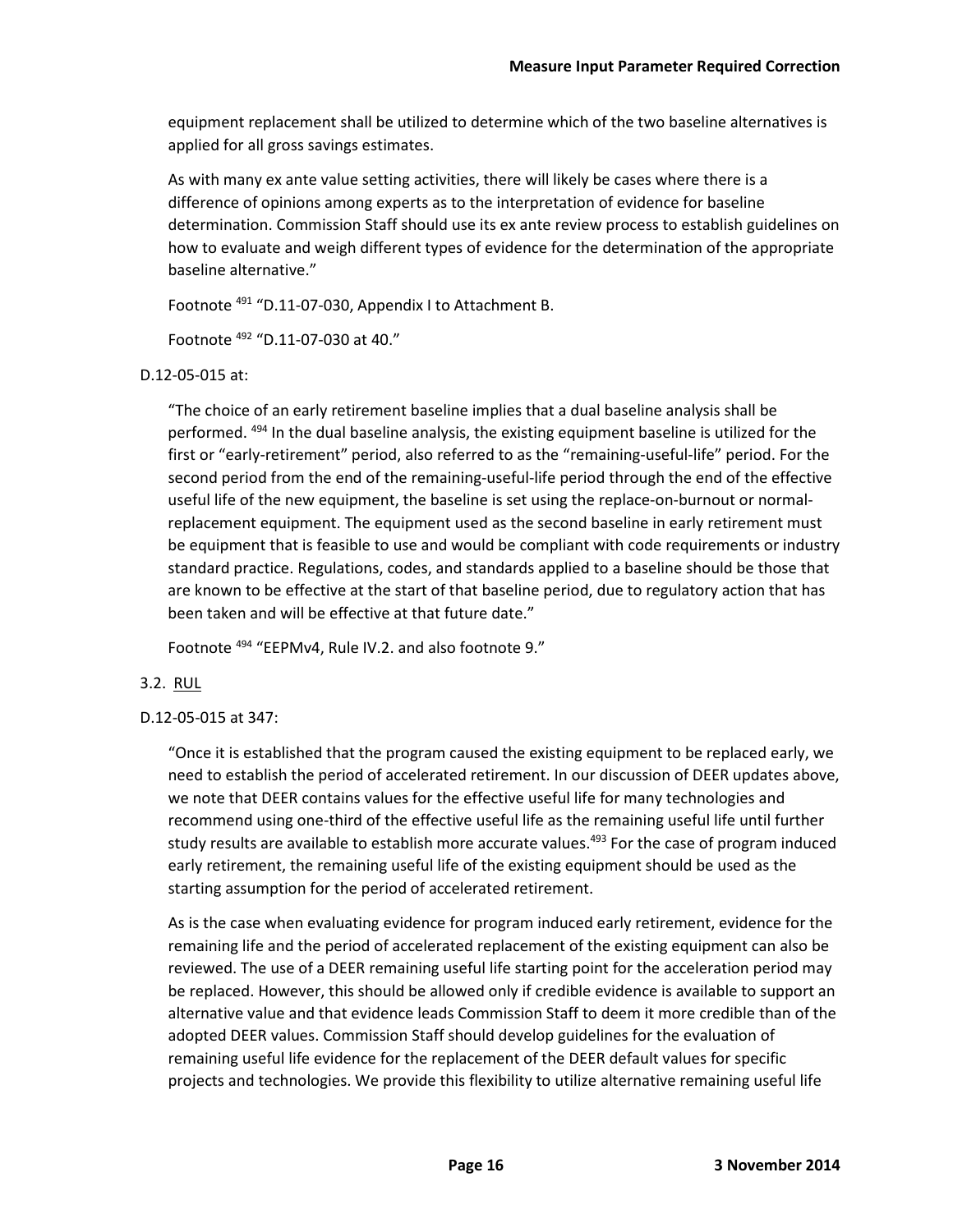equipment replacement shall be utilized to determine which of the two baseline alternatives is applied for all gross savings estimates.

As with many ex ante value setting activities, there will likely be cases where there is a difference of opinions among experts as to the interpretation of evidence for baseline determination. Commission Staff should use its ex ante review process to establish guidelines on how to evaluate and weigh different types of evidence for the determination of the appropriate baseline alternative."

Footnote [491] "D.11-07-030, Appendix I to Attachment B.

Footnote [492] "D.11-07-030 at 40."

D.12-05-015 at:

"The choice of an early retirement baseline implies that a dual baseline analysis shall be performed. [494] In the dual baseline analysis, the existing equipment baseline is utilized for the first or "early-retirement" period, also referred to as the "remaining-useful-life" period. For the second period from the end of the remaining-useful-life period through the end of the effective useful life of the new equipment, the baseline is set using the replace-on-burnout or normal-replacement equipment. The equipment used as the second baseline in early retirement must be equipment that is feasible to use and would be compliant with code requirements or industry standard practice. Regulations, codes, and standards applied to a baseline should be those that are known to be effective at the start of that baseline period, due to regulatory action that has been taken and will be effective at that future date."

Footnote [494] "EEPMv4, Rule IV.2. and also footnote 9."

## 3.2. RUL

D.12-05-015 at 347:

"Once it is established that the program caused the existing equipment to be replaced early, we need to establish the period of accelerated retirement. In our discussion of DEER updates above, we note that DEER contains values for the effective useful life for many technologies and recommend using one-third of the effective useful life as the remaining useful life until further study results are available to establish more accurate values.[493] For the case of program induced early retirement, the remaining useful life of the existing equipment should be used as the starting assumption for the period of accelerated retirement.

As is the case when evaluating evidence for program induced early retirement, evidence for the remaining life and the period of accelerated replacement of the existing equipment can also be reviewed. The use of a DEER remaining useful life starting point for the acceleration period may be replaced. However, this should be allowed only if credible evidence is available to support an alternative value and that evidence leads Commission Staff to deem it more credible than of the adopted DEER values. Commission Staff should develop guidelines for the evaluation of remaining useful life evidence for the replacement of the DEER default values for specific projects and technologies. We provide this flexibility to utilize alternative remaining useful life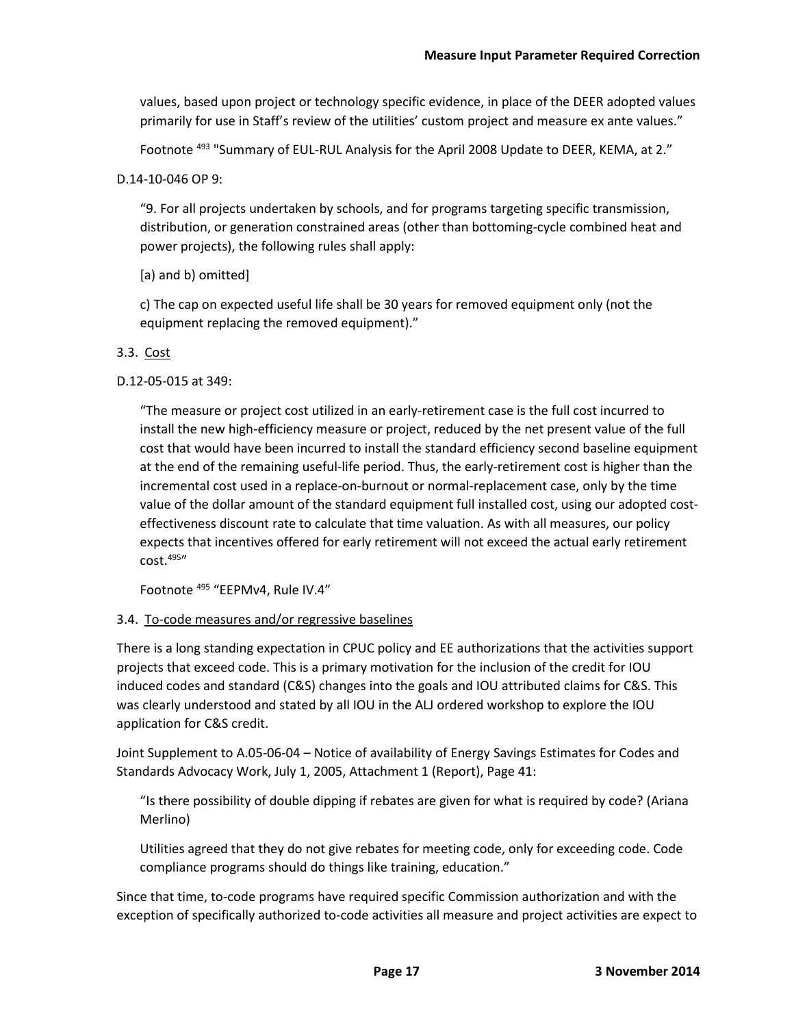values, based upon project or technology specific evidence, in place of the DEER adopted values primarily for use in Staff's review of the utilities' custom project and measure ex ante values."

Footnote [493] "Summary of EUL-RUL Analysis for the April 2008 Update to DEER, KEMA, at 2."

D.14-10-046 OP 9:

"9. For all projects undertaken by schools, and for programs targeting specific transmission, distribution, or generation constrained areas (other than bottoming-cycle combined heat and power projects), the following rules shall apply:

[a) and b) omitted]

c) The cap on expected useful life shall be 30 years for removed equipment only (not the equipment replacing the removed equipment)."

3.3. Cost

D.12-05-015 at 349:

"The measure or project cost utilized in an early-retirement case is the full cost incurred to install the new high-efficiency measure or project, reduced by the net present value of the full cost that would have been incurred to install the standard efficiency second baseline equipment at the end of the remaining useful-life period. Thus, the early-retirement cost is higher than the incremental cost used in a replace-on-burnout or normal-replacement case, only by the time value of the dollar amount of the standard equipment full installed cost, using our adopted cost-effectiveness discount rate to calculate that time valuation. As with all measures, our policy expects that incentives offered for early retirement will not exceed the actual early retirement cost.[495]"

Footnote [495] "EEPMv4, Rule IV.4"

3.4. To-code measures and/or regressive baselines

There is a long standing expectation in CPUC policy and EE authorizations that the activities support projects that exceed code. This is a primary motivation for the inclusion of the credit for IOU induced codes and standard (C&S) changes into the goals and IOU attributed claims for C&S. This was clearly understood and stated by all IOU in the ALJ ordered workshop to explore the IOU application for C&S credit.

Joint Supplement to A.05-06-04 – Notice of availability of Energy Savings Estimates for Codes and Standards Advocacy Work, July 1, 2005, Attachment 1 (Report), Page 41:

"Is there possibility of double dipping if rebates are given for what is required by code? (Ariana Merlino)

Utilities agreed that they do not give rebates for meeting code, only for exceeding code. Code compliance programs should do things like training, education."

Since that time, to-code programs have required specific Commission authorization and with the exception of specifically authorized to-code activities all measure and project activities are expect to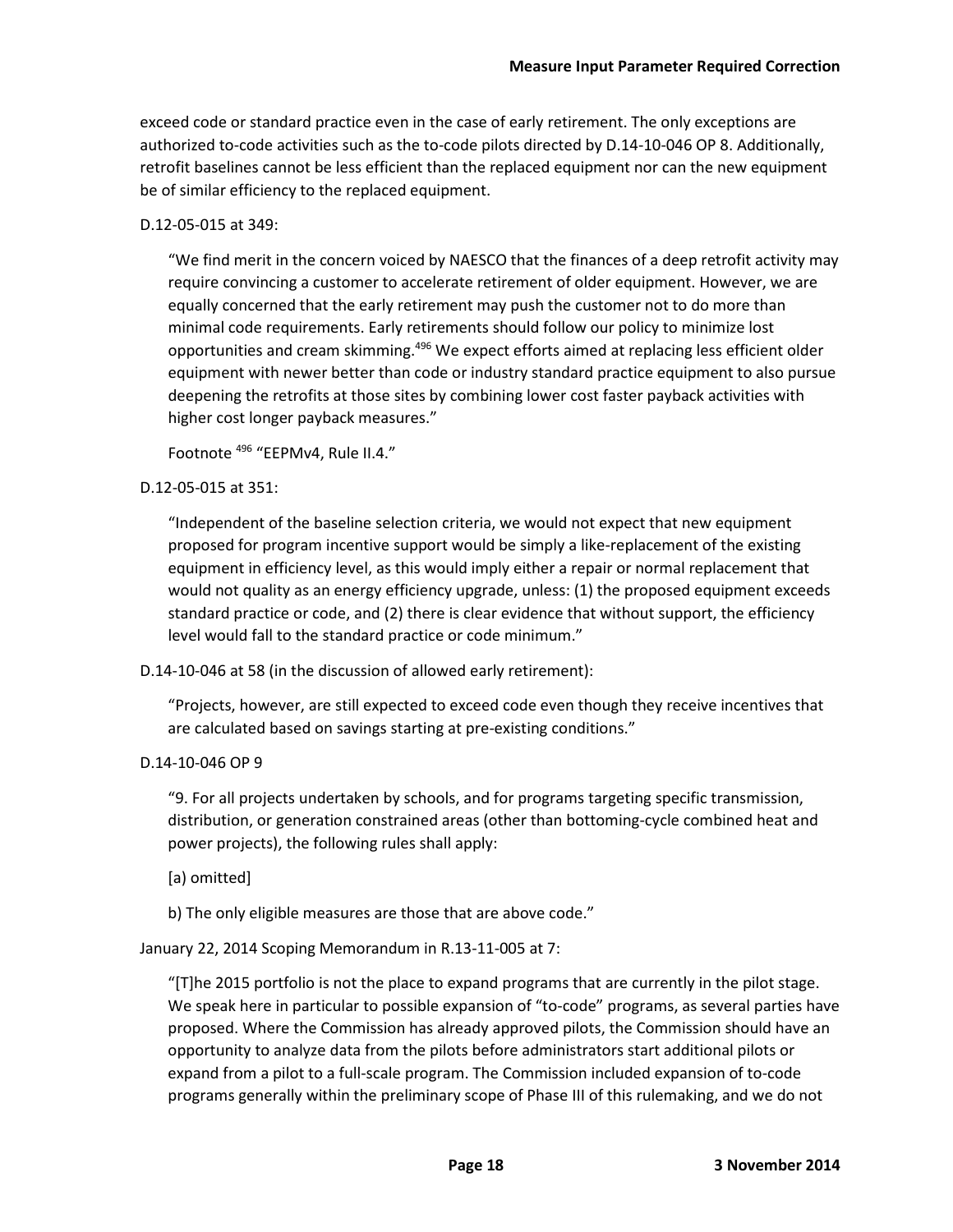exceed code or standard practice even in the case of early retirement. The only exceptions are authorized to-code activities such as the to-code pilots directed by D.14-10-046 OP 8. Additionally, retrofit baselines cannot be less efficient than the replaced equipment nor can the new equipment be of similar efficiency to the replaced equipment.

D.12-05-015 at 349:

> "We find merit in the concern voiced by NAESCO that the finances of a deep retrofit activity may require convincing a customer to accelerate retirement of older equipment. However, we are equally concerned that the early retirement may push the customer not to do more than minimal code requirements. Early retirements should follow our policy to minimize lost opportunities and cream skimming.[496] We expect efforts aimed at replacing less efficient older equipment with newer better than code or industry standard practice equipment to also pursue deepening the retrofits at those sites by combining lower cost faster payback activities with higher cost longer payback measures."
>
> Footnote [496] "EEPMv4, Rule II.4."

D.12-05-015 at 351:

> "Independent of the baseline selection criteria, we would not expect that new equipment proposed for program incentive support would be simply a like-replacement of the existing equipment in efficiency level, as this would imply either a repair or normal replacement that would not quality as an energy efficiency upgrade, unless: (1) the proposed equipment exceeds standard practice or code, and (2) there is clear evidence that without support, the efficiency level would fall to the standard practice or code minimum."

D.14-10-046 at 58 (in the discussion of allowed early retirement):

> "Projects, however, are still expected to exceed code even though they receive incentives that are calculated based on savings starting at pre-existing conditions."

D.14-10-046 OP 9

> "9. For all projects undertaken by schools, and for programs targeting specific transmission, distribution, or generation constrained areas (other than bottoming-cycle combined heat and power projects), the following rules shall apply:
>
> [a) omitted]
>
> b) The only eligible measures are those that are above code."

January 22, 2014 Scoping Memorandum in R.13-11-005 at 7:

> "[T]he 2015 portfolio is not the place to expand programs that are currently in the pilot stage. We speak here in particular to possible expansion of "to-code" programs, as several parties have proposed. Where the Commission has already approved pilots, the Commission should have an opportunity to analyze data from the pilots before administrators start additional pilots or expand from a pilot to a full-scale program. The Commission included expansion of to-code programs generally within the preliminary scope of Phase III of this rulemaking, and we do not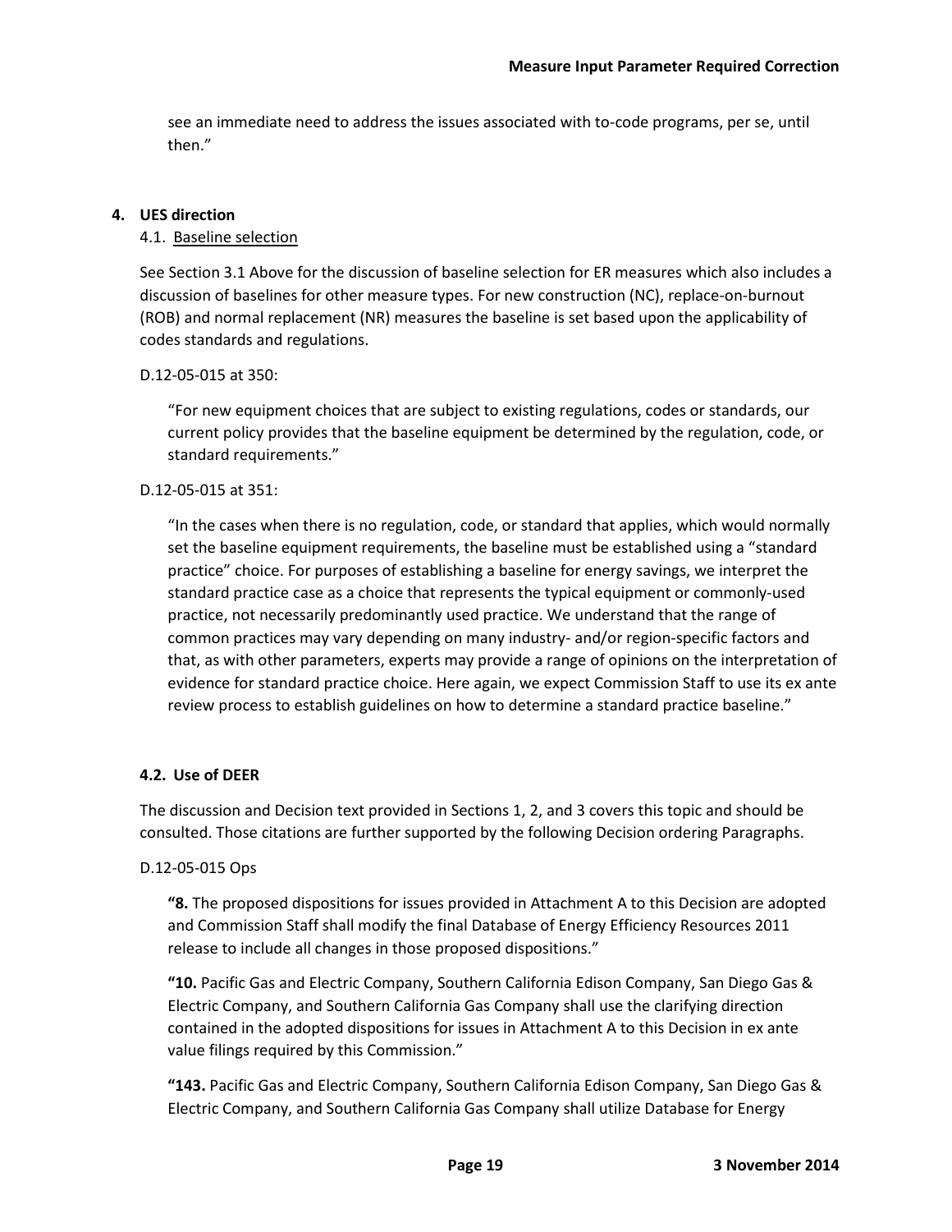see an immediate need to address the issues associated with to-code programs, per se, until then."

## 4. UES direction

### 4.1. Baseline selection

See Section 3.1 Above for the discussion of baseline selection for ER measures which also includes a discussion of baselines for other measure types. For new construction (NC), replace-on-burnout (ROB) and normal replacement (NR) measures the baseline is set based upon the applicability of codes standards and regulations.

D.12-05-015 at 350:

> "For new equipment choices that are subject to existing regulations, codes or standards, our current policy provides that the baseline equipment be determined by the regulation, code, or standard requirements."

D.12-05-015 at 351:

> "In the cases when there is no regulation, code, or standard that applies, which would normally set the baseline equipment requirements, the baseline must be established using a "standard practice" choice. For purposes of establishing a baseline for energy savings, we interpret the standard practice case as a choice that represents the typical equipment or commonly-used practice, not necessarily predominantly used practice. We understand that the range of common practices may vary depending on many industry- and/or region-specific factors and that, as with other parameters, experts may provide a range of opinions on the interpretation of evidence for standard practice choice. Here again, we expect Commission Staff to use its ex ante review process to establish guidelines on how to determine a standard practice baseline."

### 4.2. Use of DEER

The discussion and Decision text provided in Sections 1, 2, and 3 covers this topic and should be consulted. Those citations are further supported by the following Decision ordering Paragraphs.

D.12-05-015 Ops

> **"8.** The proposed dispositions for issues provided in Attachment A to this Decision are adopted and Commission Staff shall modify the final Database of Energy Efficiency Resources 2011 release to include all changes in those proposed dispositions."
>
> **"10.** Pacific Gas and Electric Company, Southern California Edison Company, San Diego Gas & Electric Company, and Southern California Gas Company shall use the clarifying direction contained in the adopted dispositions for issues in Attachment A to this Decision in ex ante value filings required by this Commission."
>
> **"143.** Pacific Gas and Electric Company, Southern California Edison Company, San Diego Gas & Electric Company, and Southern California Gas Company shall utilize Database for Energy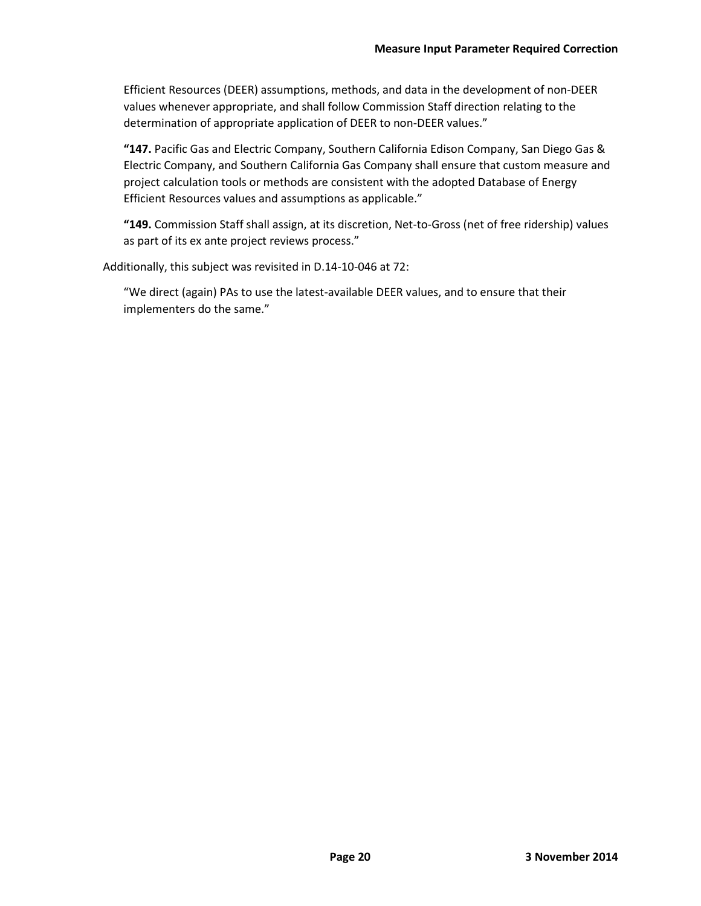Efficient Resources (DEER) assumptions, methods, and data in the development of non-DEER values whenever appropriate, and shall follow Commission Staff direction relating to the determination of appropriate application of DEER to non-DEER values."

> **"147.** Pacific Gas and Electric Company, Southern California Edison Company, San Diego Gas & Electric Company, and Southern California Gas Company shall ensure that custom measure and project calculation tools or methods are consistent with the adopted Database of Energy Efficient Resources values and assumptions as applicable."

> **"149.** Commission Staff shall assign, at its discretion, Net-to-Gross (net of free ridership) values as part of its ex ante project reviews process."

Additionally, this subject was revisited in D.14-10-046 at 72:

> "We direct (again) PAs to use the latest-available DEER values, and to ensure that their implementers do the same."